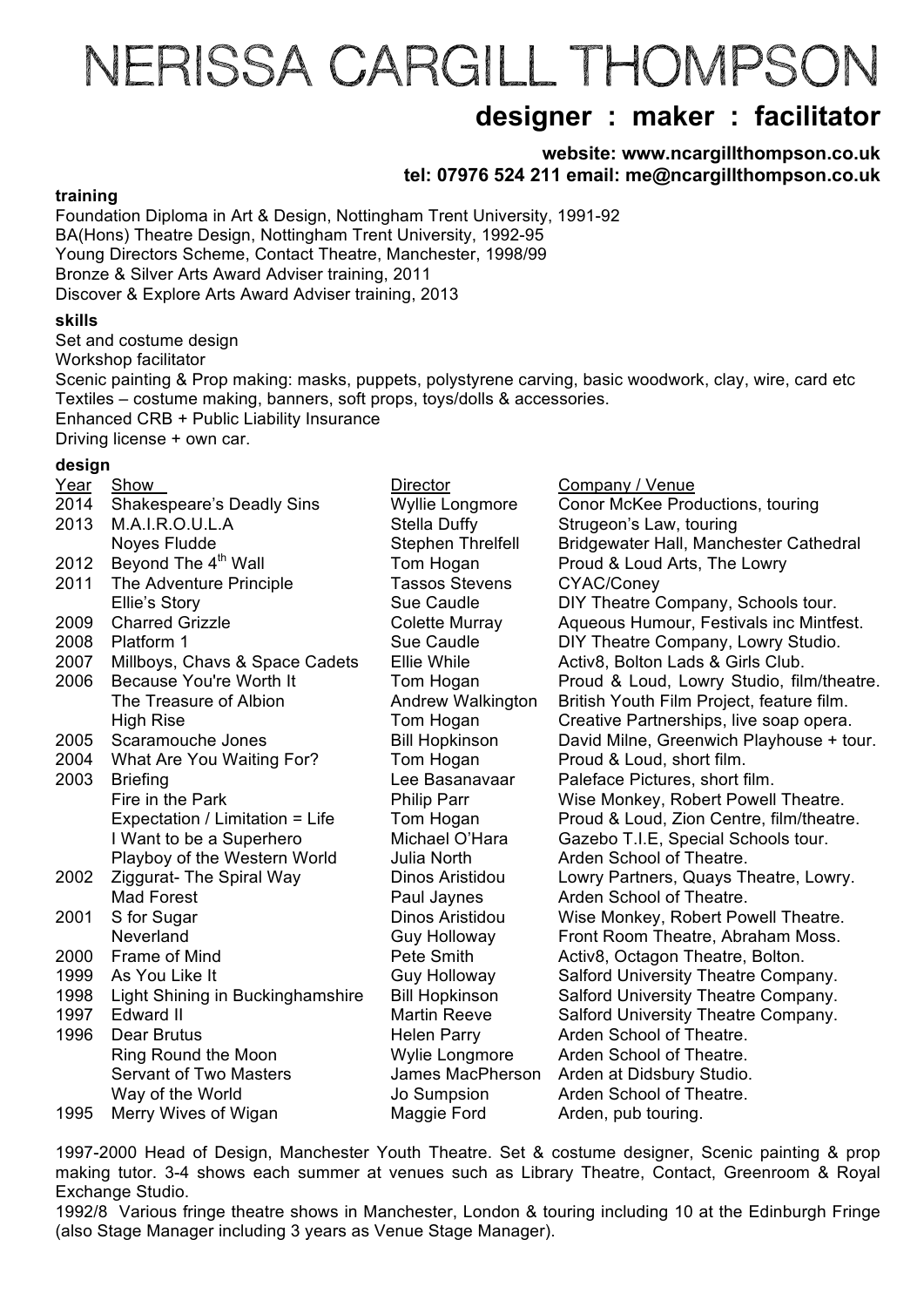# NERISSA CARGILL THOMPSON

## designer : maker : facilitator

**website: www.ncargillthompson.co.uk**
**tel: 07976 524 211 email: me@ncargillthompson.co.uk**

### training

Foundation Diploma in Art & Design, Nottingham Trent University, 1991-92
BA(Hons) Theatre Design, Nottingham Trent University, 1992-95
Young Directors Scheme, Contact Theatre, Manchester, 1998/99
Bronze & Silver Arts Award Adviser training, 2011
Discover & Explore Arts Award Adviser training, 2013

### skills

Set and costume design
Workshop facilitator
Scenic painting & Prop making: masks, puppets, polystyrene carving, basic woodwork, clay, wire, card etc
Textiles – costume making, banners, soft props, toys/dolls & accessories.
Enhanced CRB + Public Liability Insurance
Driving license + own car.

### design

| Year | Show | Director | Company / Venue |
|---|---|---|---|
| 2014 | Shakespeare's Deadly Sins | Wyllie Longmore | Conor McKee Productions, touring |
| 2013 | M.A.I.R.O.U.L.A | Stella Duffy | Strugeon's Law, touring |
| | Noyes Fludde | Stephen Threlfell | Bridgewater Hall, Manchester Cathedral |
| 2012 | Beyond The 4th Wall | Tom Hogan | Proud & Loud Arts, The Lowry |
| 2011 | The Adventure Principle | Tassos Stevens | CYAC/Coney |
| | Ellie's Story | Sue Caudle | DIY Theatre Company, Schools tour. |
| 2009 | Charred Grizzle | Colette Murray | Aqueous Humour, Festivals inc Mintfest. |
| 2008 | Platform 1 | Sue Caudle | DIY Theatre Company, Lowry Studio. |
| 2007 | Millboys, Chavs & Space Cadets | Ellie While | Activ8, Bolton Lads & Girls Club. |
| 2006 | Because You're Worth It | Tom Hogan | Proud & Loud, Lowry Studio, film/theatre. |
| | The Treasure of Albion | Andrew Walkington | British Youth Film Project, feature film. |
| | High Rise | Tom Hogan | Creative Partnerships, live soap opera. |
| 2005 | Scaramouche Jones | Bill Hopkinson | David Milne, Greenwich Playhouse + tour. |
| 2004 | What Are You Waiting For? | Tom Hogan | Proud & Loud, short film. |
| 2003 | Briefing | Lee Basanavaar | Paleface Pictures, short film. |
| | Fire in the Park | Philip Parr | Wise Monkey, Robert Powell Theatre. |
| | Expectation / Limitation = Life | Tom Hogan | Proud & Loud, Zion Centre, film/theatre. |
| | I Want to be a Superhero | Michael O'Hara | Gazebo T.I.E, Special Schools tour. |
| | Playboy of the Western World | Julia North | Arden School of Theatre. |
| 2002 | Ziggurat- The Spiral Way | Dinos Aristidou | Lowry Partners, Quays Theatre, Lowry. |
| | Mad Forest | Paul Jaynes | Arden School of Theatre. |
| 2001 | S for Sugar | Dinos Aristidou | Wise Monkey, Robert Powell Theatre. |
| | Neverland | Guy Holloway | Front Room Theatre, Abraham Moss. |
| 2000 | Frame of Mind | Pete Smith | Activ8, Octagon Theatre, Bolton. |
| 1999 | As You Like It | Guy Holloway | Salford University Theatre Company. |
| 1998 | Light Shining in Buckinghamshire | Bill Hopkinson | Salford University Theatre Company. |
| 1997 | Edward II | Martin Reeve | Salford University Theatre Company. |
| 1996 | Dear Brutus | Helen Parry | Arden School of Theatre. |
| | Ring Round the Moon | Wylie Longmore | Arden School of Theatre. |
| | Servant of Two Masters | James MacPherson | Arden at Didsbury Studio. |
| | Way of the World | Jo Sumpsion | Arden School of Theatre. |
| 1995 | Merry Wives of Wigan | Maggie Ford | Arden, pub touring. |

1997-2000 Head of Design, Manchester Youth Theatre. Set & costume designer, Scenic painting & prop making tutor. 3-4 shows each summer at venues such as Library Theatre, Contact, Greenroom & Royal Exchange Studio.
1992/8 Various fringe theatre shows in Manchester, London & touring including 10 at the Edinburgh Fringe (also Stage Manager including 3 years as Venue Stage Manager).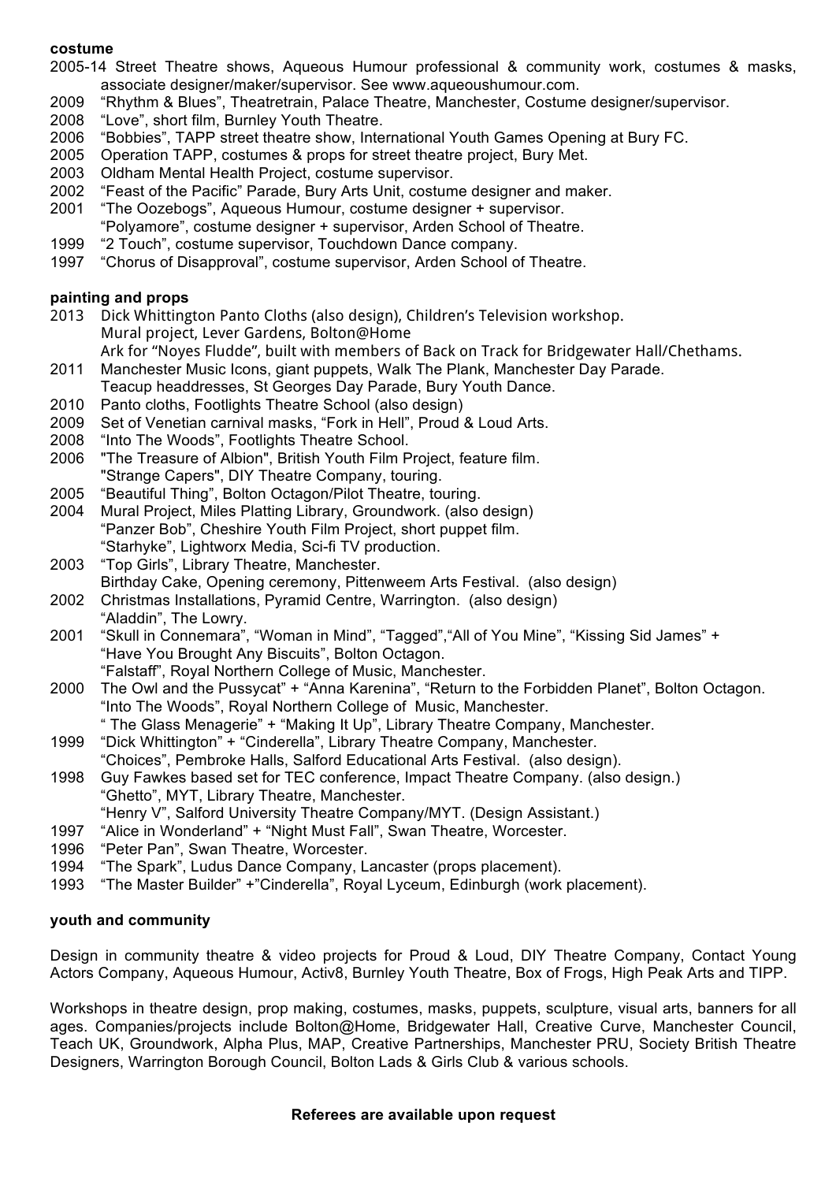**costume**

2005-14 Street Theatre shows, Aqueous Humour professional & community work, costumes & masks, associate designer/maker/supervisor. See www.aqueoushumour.com.
2009 "Rhythm & Blues", Theatretrain, Palace Theatre, Manchester, Costume designer/supervisor.
2008 "Love", short film, Burnley Youth Theatre.
2006 "Bobbies", TAPP street theatre show, International Youth Games Opening at Bury FC.
2005 Operation TAPP, costumes & props for street theatre project, Bury Met.
2003 Oldham Mental Health Project, costume supervisor.
2002 "Feast of the Pacific" Parade, Bury Arts Unit, costume designer and maker.
2001 "The Oozebogs", Aqueous Humour, costume designer + supervisor.
"Polyamore", costume designer + supervisor, Arden School of Theatre.
1999 "2 Touch", costume supervisor, Touchdown Dance company.
1997 "Chorus of Disapproval", costume supervisor, Arden School of Theatre.

**painting and props**

2013 Dick Whittington Panto Cloths (also design), Children's Television workshop.
Mural project, Lever Gardens, Bolton@Home
Ark for "Noyes Fludde", built with members of Back on Track for Bridgewater Hall/Chethams.
2011 Manchester Music Icons, giant puppets, Walk The Plank, Manchester Day Parade.
Teacup headdresses, St Georges Day Parade, Bury Youth Dance.
2010 Panto cloths, Footlights Theatre School (also design)
2009 Set of Venetian carnival masks, "Fork in Hell", Proud & Loud Arts.
2008 "Into The Woods", Footlights Theatre School.
2006 "The Treasure of Albion", British Youth Film Project, feature film.
"Strange Capers", DIY Theatre Company, touring.
2005 "Beautiful Thing", Bolton Octagon/Pilot Theatre, touring.
2004 Mural Project, Miles Platting Library, Groundwork. (also design)
"Panzer Bob", Cheshire Youth Film Project, short puppet film.
"Starhyke", Lightworx Media, Sci-fi TV production.
2003 "Top Girls", Library Theatre, Manchester.
Birthday Cake, Opening ceremony, Pittenweem Arts Festival. (also design)
2002 Christmas Installations, Pyramid Centre, Warrington. (also design)
"Aladdin", The Lowry.
2001 "Skull in Connemara", "Woman in Mind", "Tagged","All of You Mine", "Kissing Sid James" + "Have You Brought Any Biscuits", Bolton Octagon.
"Falstaff", Royal Northern College of Music, Manchester.
2000 The Owl and the Pussycat" + "Anna Karenina", "Return to the Forbidden Planet", Bolton Octagon.
"Into The Woods", Royal Northern College of Music, Manchester.
" The Glass Menagerie" + "Making It Up", Library Theatre Company, Manchester.
1999 "Dick Whittington" + "Cinderella", Library Theatre Company, Manchester.
"Choices", Pembroke Halls, Salford Educational Arts Festival. (also design).
1998 Guy Fawkes based set for TEC conference, Impact Theatre Company. (also design.)
"Ghetto", MYT, Library Theatre, Manchester.
"Henry V", Salford University Theatre Company/MYT. (Design Assistant.)
1997 "Alice in Wonderland" + "Night Must Fall", Swan Theatre, Worcester.
1996 "Peter Pan", Swan Theatre, Worcester.
1994 "The Spark", Ludus Dance Company, Lancaster (props placement).
1993 "The Master Builder" +"Cinderella", Royal Lyceum, Edinburgh (work placement).

**youth and community**

Design in community theatre & video projects for Proud & Loud, DIY Theatre Company, Contact Young Actors Company, Aqueous Humour, Activ8, Burnley Youth Theatre, Box of Frogs, High Peak Arts and TIPP.

Workshops in theatre design, prop making, costumes, masks, puppets, sculpture, visual arts, banners for all ages. Companies/projects include Bolton@Home, Bridgewater Hall, Creative Curve, Manchester Council, Teach UK, Groundwork, Alpha Plus, MAP, Creative Partnerships, Manchester PRU, Society British Theatre Designers, Warrington Borough Council, Bolton Lads & Girls Club & various schools.

**Referees are available upon request**